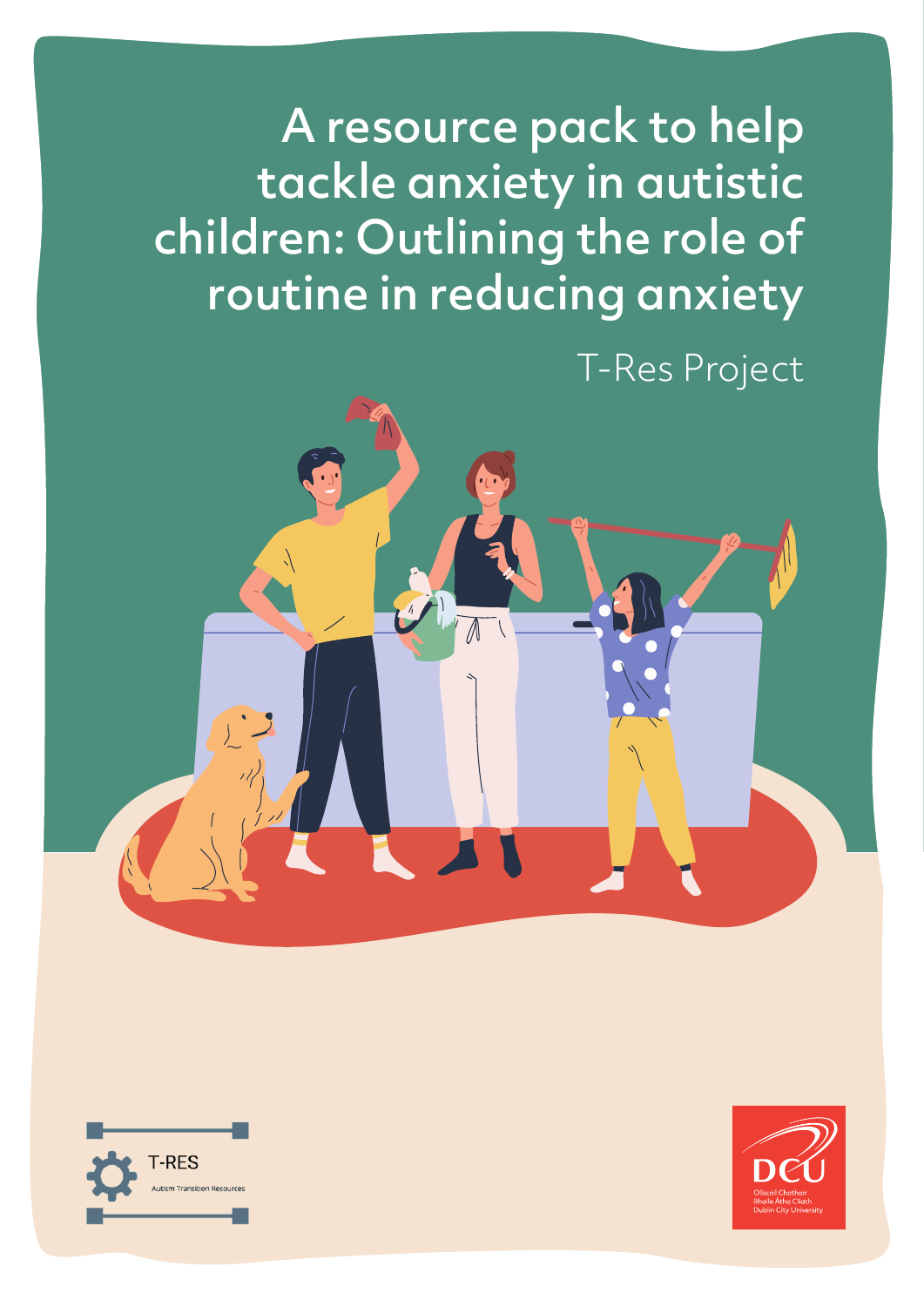# A resource pack to help tackle anxiety in autistic children: Outlining the role of routine in reducing anxiety

T-Res Project

T-RES
Autism Transition Resources

DCU
Ollscoil Chathair Bhaile Átha Cliath
Dublin City University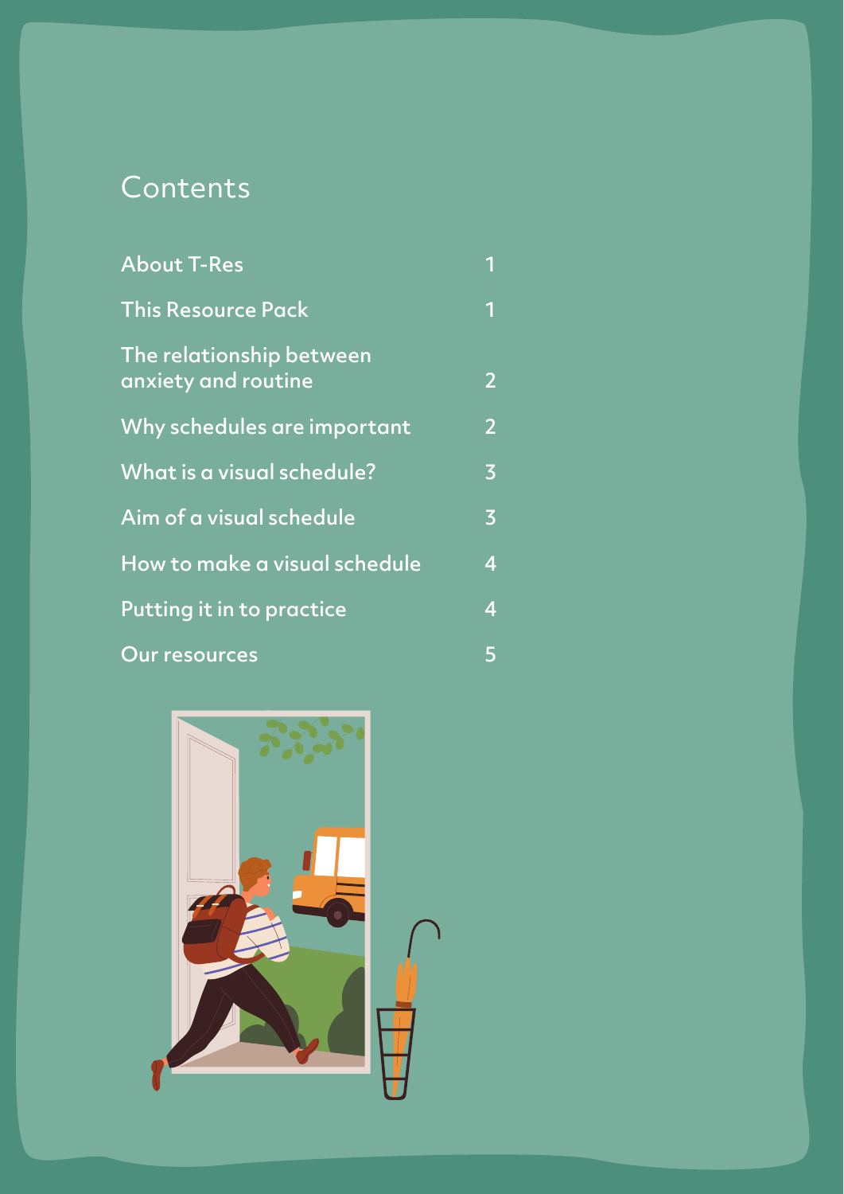# Contents

| | |
|---|---|
| About T-Res | 1 |
| This Resource Pack | 1 |
| The relationship between anxiety and routine | 2 |
| Why schedules are important | 2 |
| What is a visual schedule? | 3 |
| Aim of a visual schedule | 3 |
| How to make a visual schedule | 4 |
| Putting it in to practice | 4 |
| Our resources | 5 |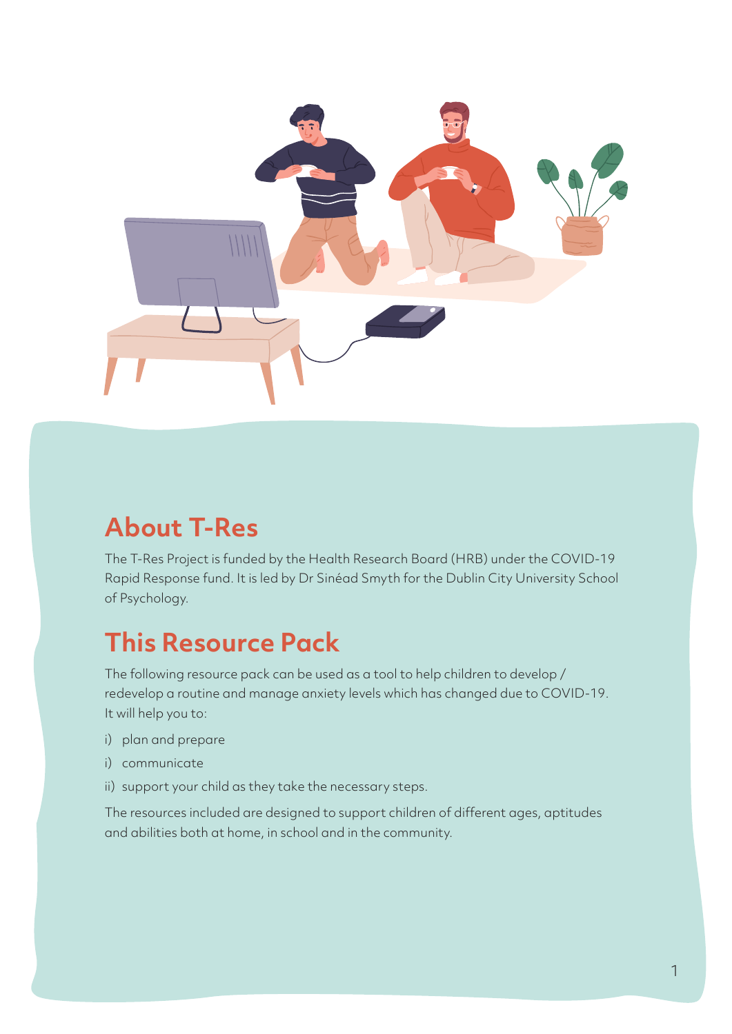## About T-Res

The T-Res Project is funded by the Health Research Board (HRB) under the COVID-19 Rapid Response fund. It is led by Dr Sinéad Smyth for the Dublin City University School of Psychology.

## This Resource Pack

The following resource pack can be used as a tool to help children to develop / redevelop a routine and manage anxiety levels which has changed due to COVID-19. It will help you to:

i) plan and prepare

i) communicate

ii) support your child as they take the necessary steps.

The resources included are designed to support children of different ages, aptitudes and abilities both at home, in school and in the community.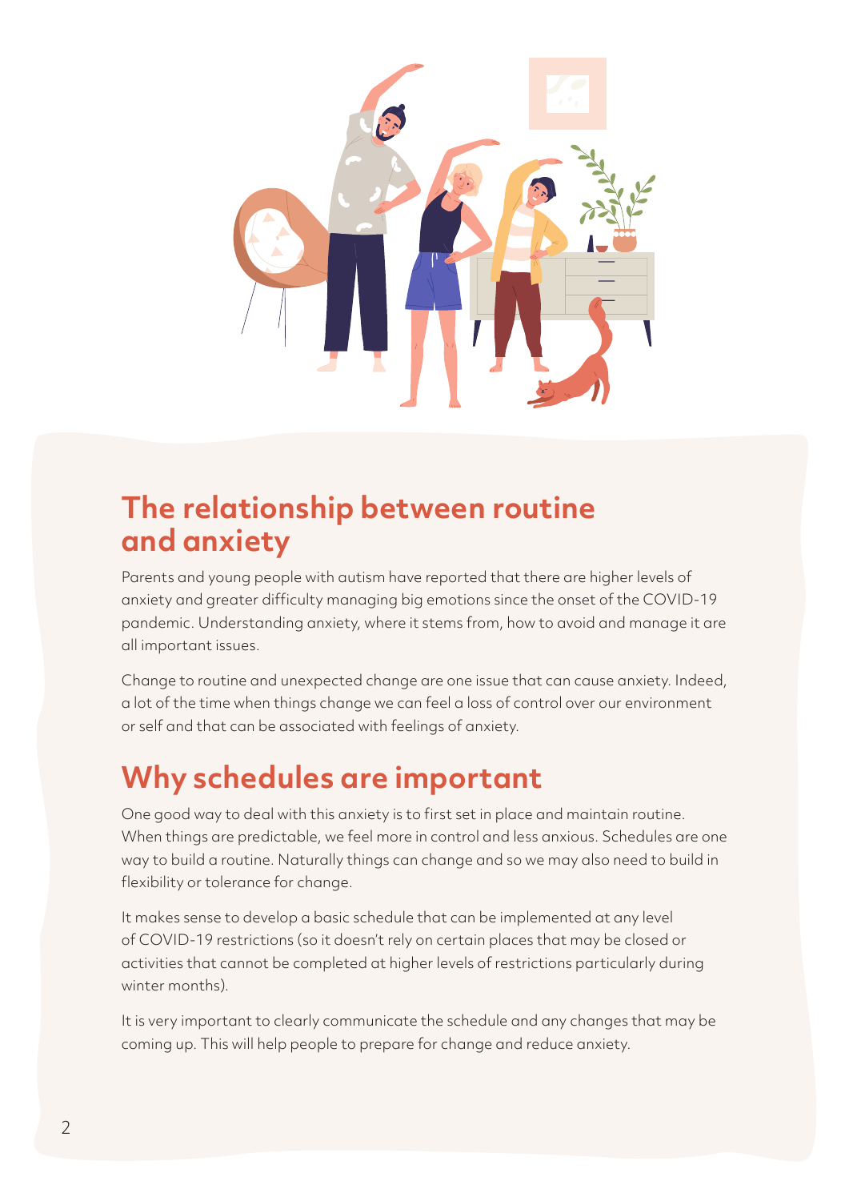## The relationship between routine and anxiety

Parents and young people with autism have reported that there are higher levels of anxiety and greater difficulty managing big emotions since the onset of the COVID-19 pandemic. Understanding anxiety, where it stems from, how to avoid and manage it are all important issues.

Change to routine and unexpected change are one issue that can cause anxiety. Indeed, a lot of the time when things change we can feel a loss of control over our environment or self and that can be associated with feelings of anxiety.

## Why schedules are important

One good way to deal with this anxiety is to first set in place and maintain routine. When things are predictable, we feel more in control and less anxious. Schedules are one way to build a routine. Naturally things can change and so we may also need to build in flexibility or tolerance for change.

It makes sense to develop a basic schedule that can be implemented at any level of COVID-19 restrictions (so it doesn't rely on certain places that may be closed or activities that cannot be completed at higher levels of restrictions particularly during winter months).

It is very important to clearly communicate the schedule and any changes that may be coming up. This will help people to prepare for change and reduce anxiety.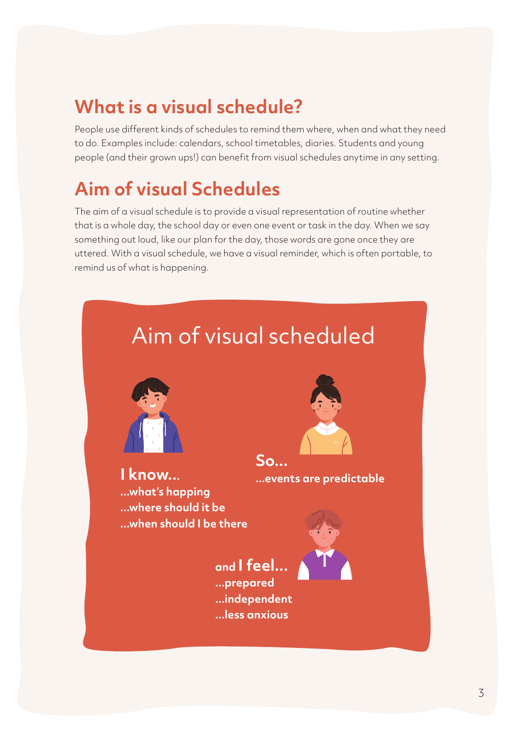## What is a visual schedule?

People use different kinds of schedules to remind them where, when and what they need to do. Examples include: calendars, school timetables, diaries. Students and young people (and their grown ups!) can benefit from visual schedules anytime in any setting.

## Aim of visual Schedules

The aim of a visual schedule is to provide a visual representation of routine whether that is a whole day, the school day or even one event or task in the day. When we say something out loud, like our plan for the day, those words are gone once they are uttered. With a visual schedule, we have a visual reminder, which is often portable, to remind us of what is happening.

### Aim of visual scheduled

**I know...**
**...what's happing**
**...where should it be**
**...when should I be there**

**So...**
**...events are predictable**

**and I feel...**
**...prepared**
**...independent**
**...less anxious**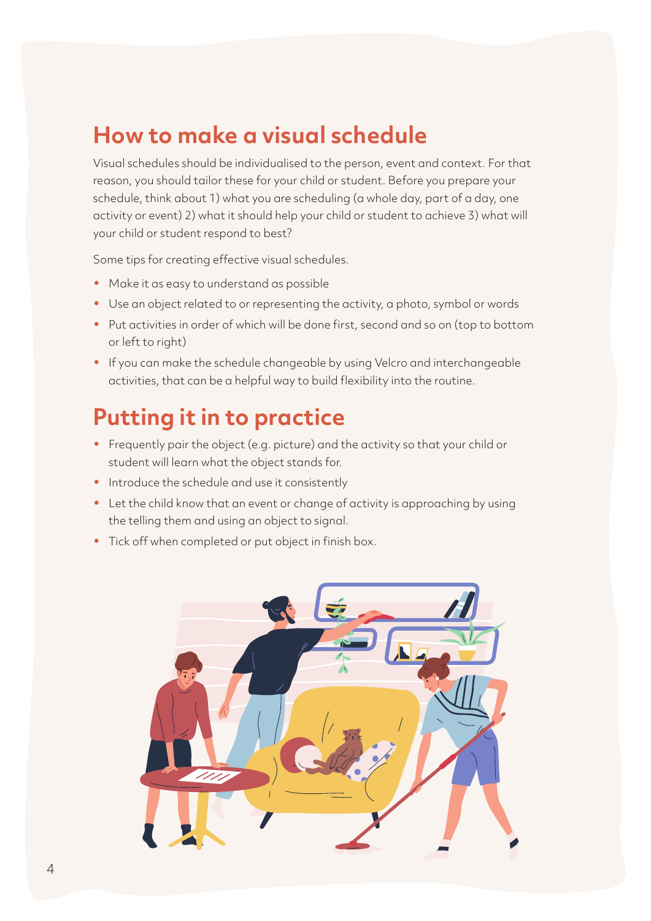## How to make a visual schedule

Visual schedules should be individualised to the person, event and context. For that reason, you should tailor these for your child or student. Before you prepare your schedule, think about 1) what you are scheduling (a whole day, part of a day, one activity or event) 2) what it should help your child or student to achieve 3) what will your child or student respond to best?

Some tips for creating effective visual schedules.

- Make it as easy to understand as possible
- Use an object related to or representing the activity, a photo, symbol or words
- Put activities in order of which will be done first, second and so on (top to bottom or left to right)
- If you can make the schedule changeable by using Velcro and interchangeable activities, that can be a helpful way to build flexibility into the routine.

## Putting it in to practice

- Frequently pair the object (e.g. picture) and the activity so that your child or student will learn what the object stands for.
- Introduce the schedule and use it consistently
- Let the child know that an event or change of activity is approaching by using the telling them and using an object to signal.
- Tick off when completed or put object in finish box.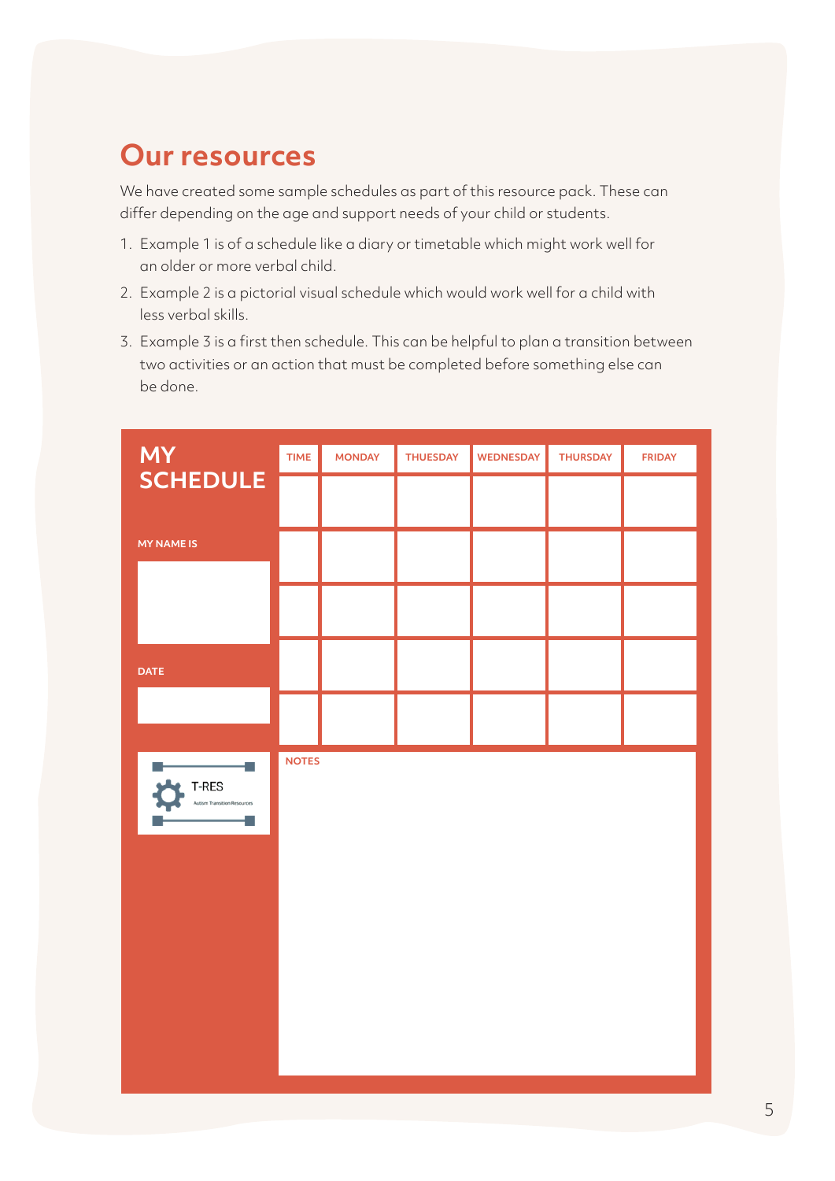## Our resources

We have created some sample schedules as part of this resource pack. These can differ depending on the age and support needs of your child or students.

1. Example 1 is of a schedule like a diary or timetable which might work well for an older or more verbal child.
2. Example 2 is a pictorial visual schedule which would work well for a child with less verbal skills.
3. Example 3 is a first then schedule. This can be helpful to plan a transition between two activities or an action that must be completed before something else can be done.

**MY SCHEDULE**

**MY NAME IS**

**DATE**

T-RES
Autism Transition Resources

| TIME | MONDAY | THUESDAY | WEDNESDAY | THURSDAY | FRIDAY |
|---|---|---|---|---|---|
| | | | | | |
| | | | | | |
| | | | | | |
| | | | | | |
| | | | | | |

**NOTES**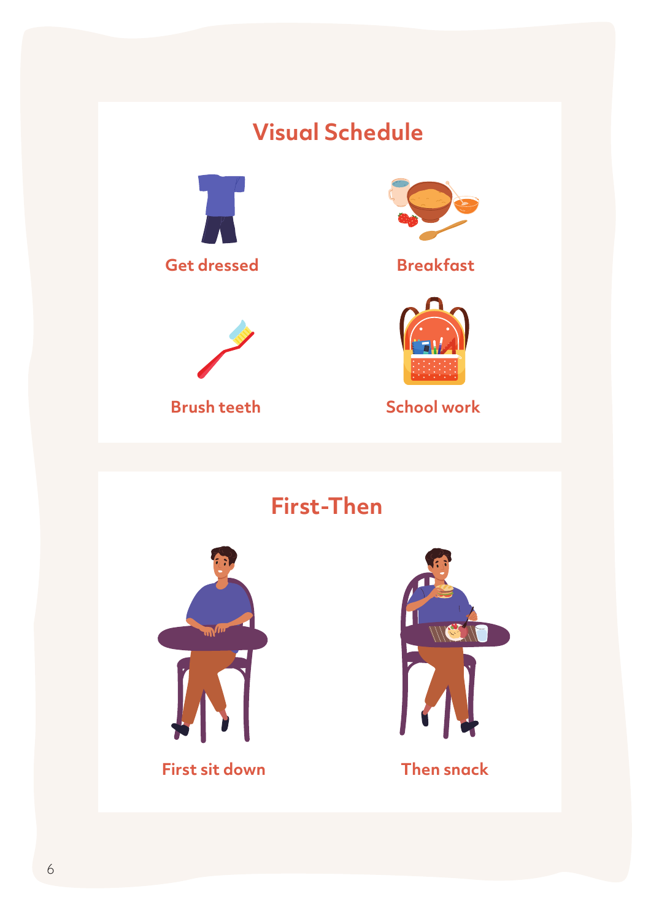## Visual Schedule

Get dressed

Breakfast

Brush teeth

School work

## First-Then

First sit down

Then snack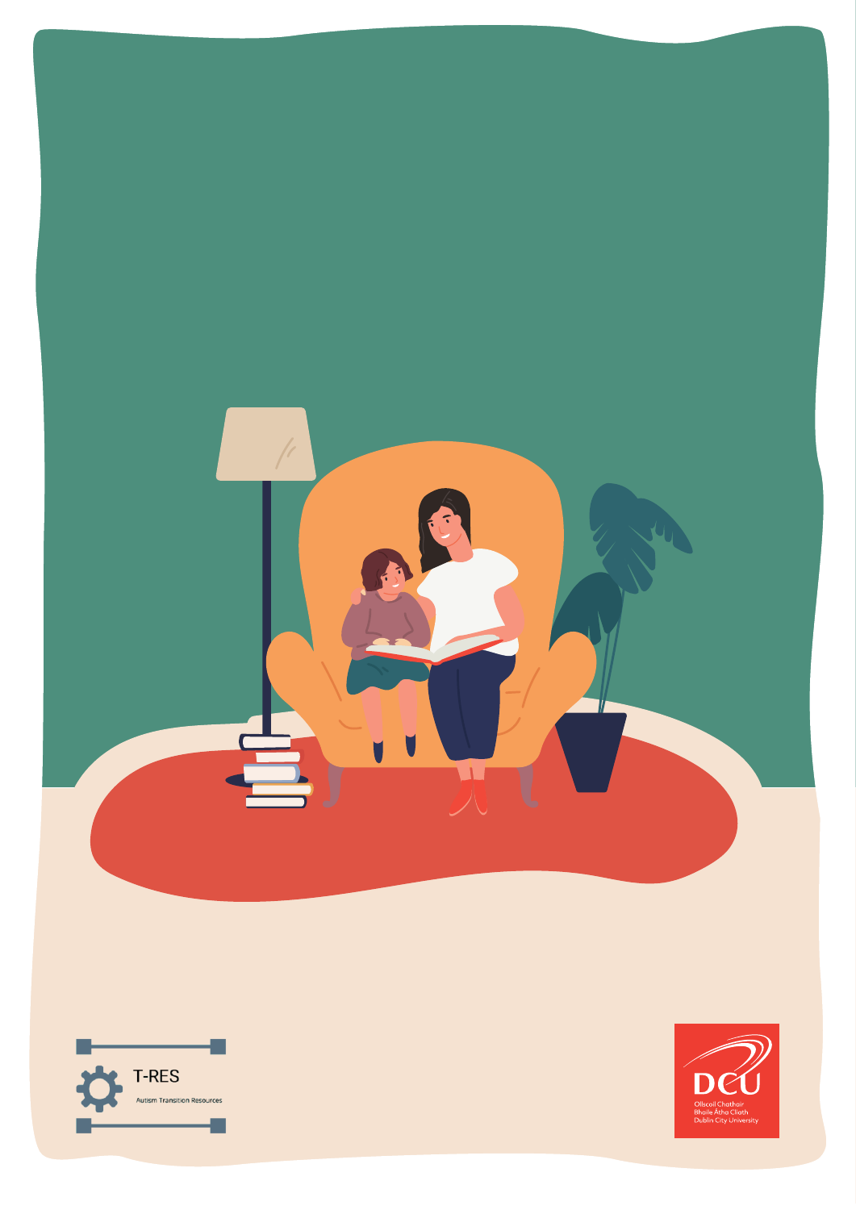T-RES

Autism Transition Resources

DCU

Ollscoil Chathair Bhaile Átha Cliath

Dublin City University